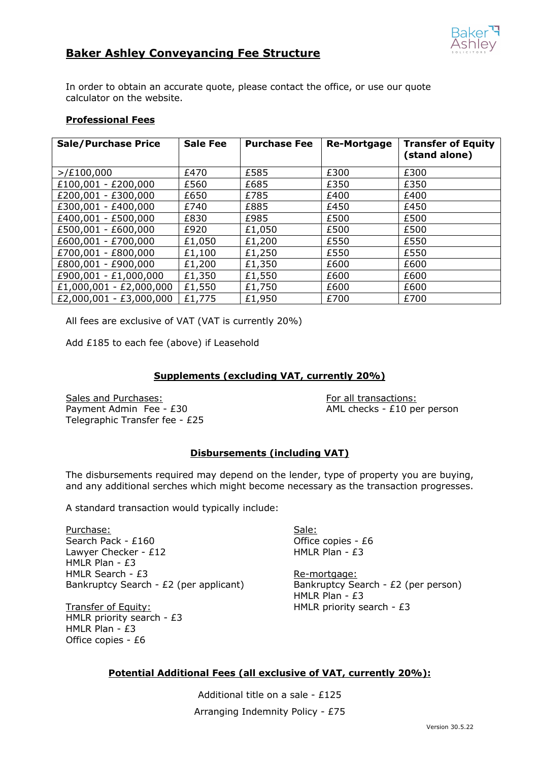# Baker Ashley Conveyancing Fee Structure

In order to obtain an accurate quote, please contact the office, or use our quote calculator on the website.

## Professional Fees

| Sale/Purchase Price | Sale Fee | Purchase Fee | Re-Mortgage | Transfer of Equity (stand alone) |
|---|---|---|---|---|
| >/£100,000 | £470 | £585 | £300 | £300 |
| £100,001 - £200,000 | £560 | £685 | £350 | £350 |
| £200,001 - £300,000 | £650 | £785 | £400 | £400 |
| £300,001 - £400,000 | £740 | £885 | £450 | £450 |
| £400,001 - £500,000 | £830 | £985 | £500 | £500 |
| £500,001 - £600,000 | £920 | £1,050 | £500 | £500 |
| £600,001 - £700,000 | £1,050 | £1,200 | £550 | £550 |
| £700,001 - £800,000 | £1,100 | £1,250 | £550 | £550 |
| £800,001 - £900,000 | £1,200 | £1,350 | £600 | £600 |
| £900,001 - £1,000,000 | £1,350 | £1,550 | £600 | £600 |
| £1,000,001 - £2,000,000 | £1,550 | £1,750 | £600 | £600 |
| £2,000,001 - £3,000,000 | £1,775 | £1,950 | £700 | £700 |

All fees are exclusive of VAT (VAT is currently 20%)

Add £185 to each fee (above) if Leasehold

## Supplements (excluding VAT, currently 20%)

Sales and Purchases:
Payment Admin Fee - £30
Telegraphic Transfer fee - £25

For all transactions:
AML checks - £10 per person

## Disbursements (including VAT)

The disbursements required may depend on the lender, type of property you are buying, and any additional serches which might become necessary as the transaction progresses.

A standard transaction would typically include:

Purchase:
Search Pack - £160
Lawyer Checker - £12
HMLR Plan - £3
HMLR Search - £3
Bankruptcy Search - £2 (per applicant)

Transfer of Equity:
HMLR priority search - £3
HMLR Plan - £3
Office copies - £6

Sale:
Office copies - £6
HMLR Plan - £3

Re-mortgage:
Bankruptcy Search - £2 (per person)
HMLR Plan - £3
HMLR priority search - £3

## Potential Additional Fees (all exclusive of VAT, currently 20%):

Additional title on a sale - £125

Arranging Indemnity Policy - £75

Version 30.5.22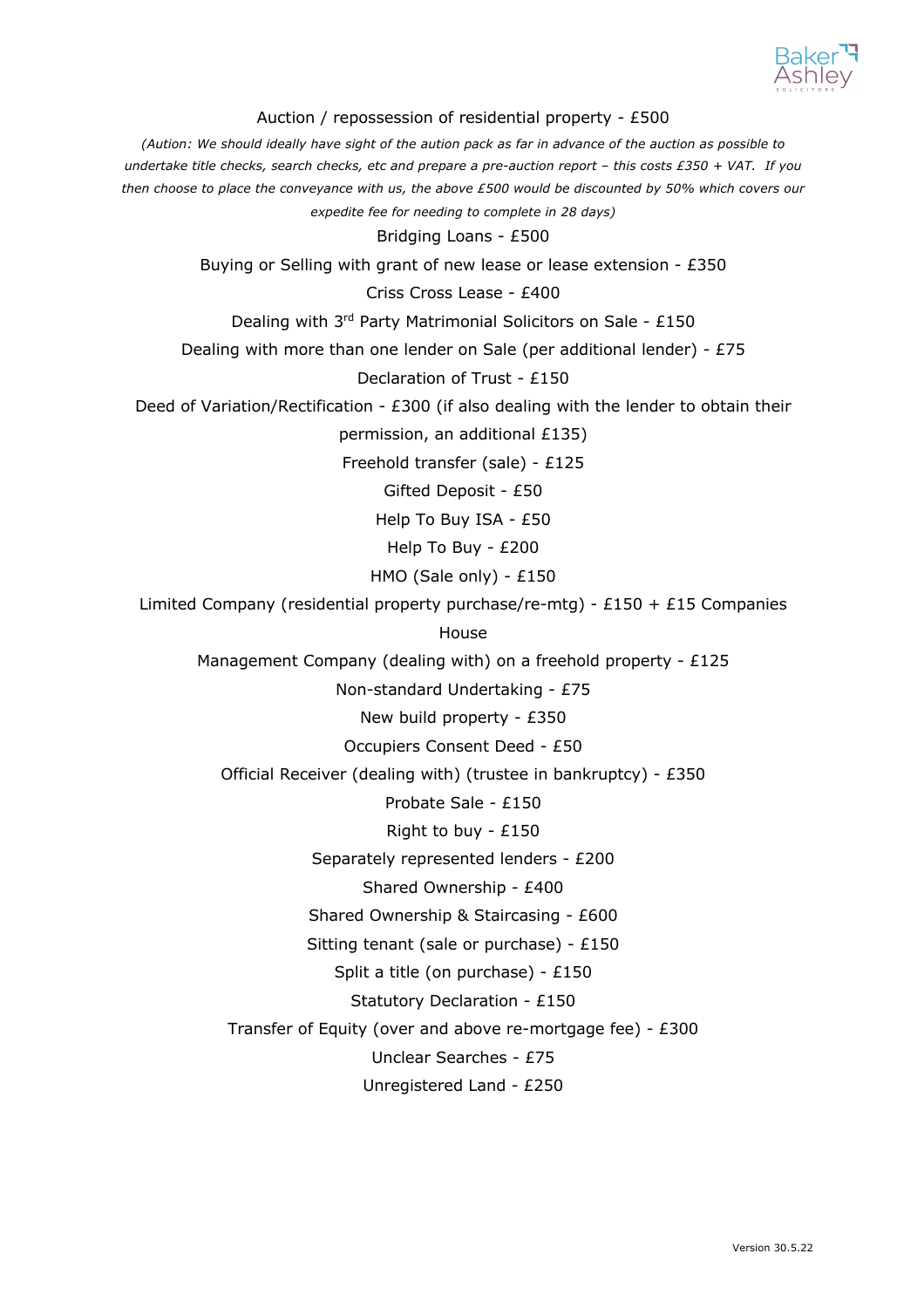Auction / repossession of residential property - £500

*(Aution: We should ideally have sight of the aution pack as far in advance of the auction as possible to undertake title checks, search checks, etc and prepare a pre-auction report – this costs £350 + VAT. If you then choose to place the conveyance with us, the above £500 would be discounted by 50% which covers our expedite fee for needing to complete in 28 days)*

Bridging Loans - £500

Buying or Selling with grant of new lease or lease extension - £350

Criss Cross Lease - £400

Dealing with 3rd Party Matrimonial Solicitors on Sale - £150

Dealing with more than one lender on Sale (per additional lender) - £75

Declaration of Trust - £150

Deed of Variation/Rectification - £300 (if also dealing with the lender to obtain their permission, an additional £135)

Freehold transfer (sale) - £125

Gifted Deposit - £50

Help To Buy ISA - £50

Help To Buy - £200

HMO (Sale only) - £150

Limited Company (residential property purchase/re-mtg) - £150 + £15 Companies House

Management Company (dealing with) on a freehold property - £125

Non-standard Undertaking - £75

New build property - £350

Occupiers Consent Deed - £50

Official Receiver (dealing with) (trustee in bankruptcy) - £350

Probate Sale - £150

Right to buy - £150

Separately represented lenders - £200

Shared Ownership - £400

Shared Ownership & Staircasing - £600

Sitting tenant (sale or purchase) - £150

Split a title (on purchase) - £150

Statutory Declaration - £150

Transfer of Equity (over and above re-mortgage fee) - £300

Unclear Searches - £75

Unregistered Land - £250

Version 30.5.22